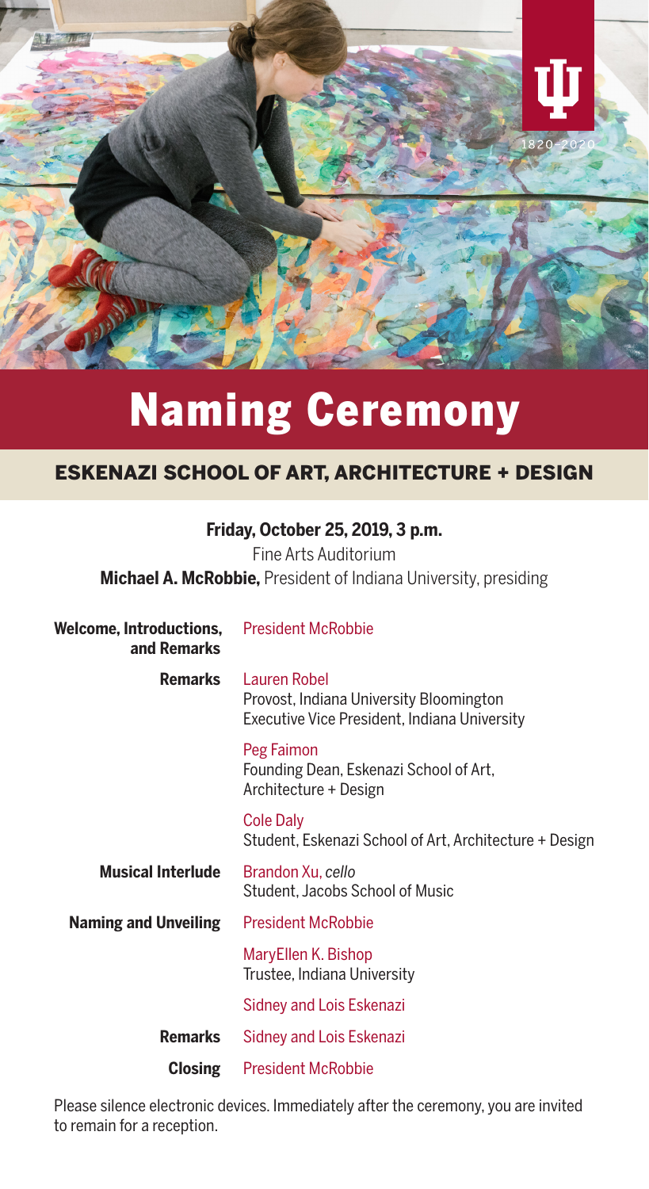# Naming Ceremony

## ESKENAZI SCHOOL OF ART, ARCHITECTURE + DESIGN

**Friday, October 25, 2019, 3 p.m.**

Fine Arts Auditorium

**Michael A. McRobbie,** President of Indiana University, presiding

**Welcome, Introductions, and Remarks**
President McRobbie

**Remarks**
Lauren Robel
Provost, Indiana University Bloomington
Executive Vice President, Indiana University

Peg Faimon
Founding Dean, Eskenazi School of Art, Architecture + Design

Cole Daly
Student, Eskenazi School of Art, Architecture + Design

**Musical Interlude**
Brandon Xu, *cello*
Student, Jacobs School of Music

**Naming and Unveiling**
President McRobbie

MaryEllen K. Bishop
Trustee, Indiana University

Sidney and Lois Eskenazi

**Remarks**
Sidney and Lois Eskenazi

**Closing**
President McRobbie

Please silence electronic devices. Immediately after the ceremony, you are invited to remain for a reception.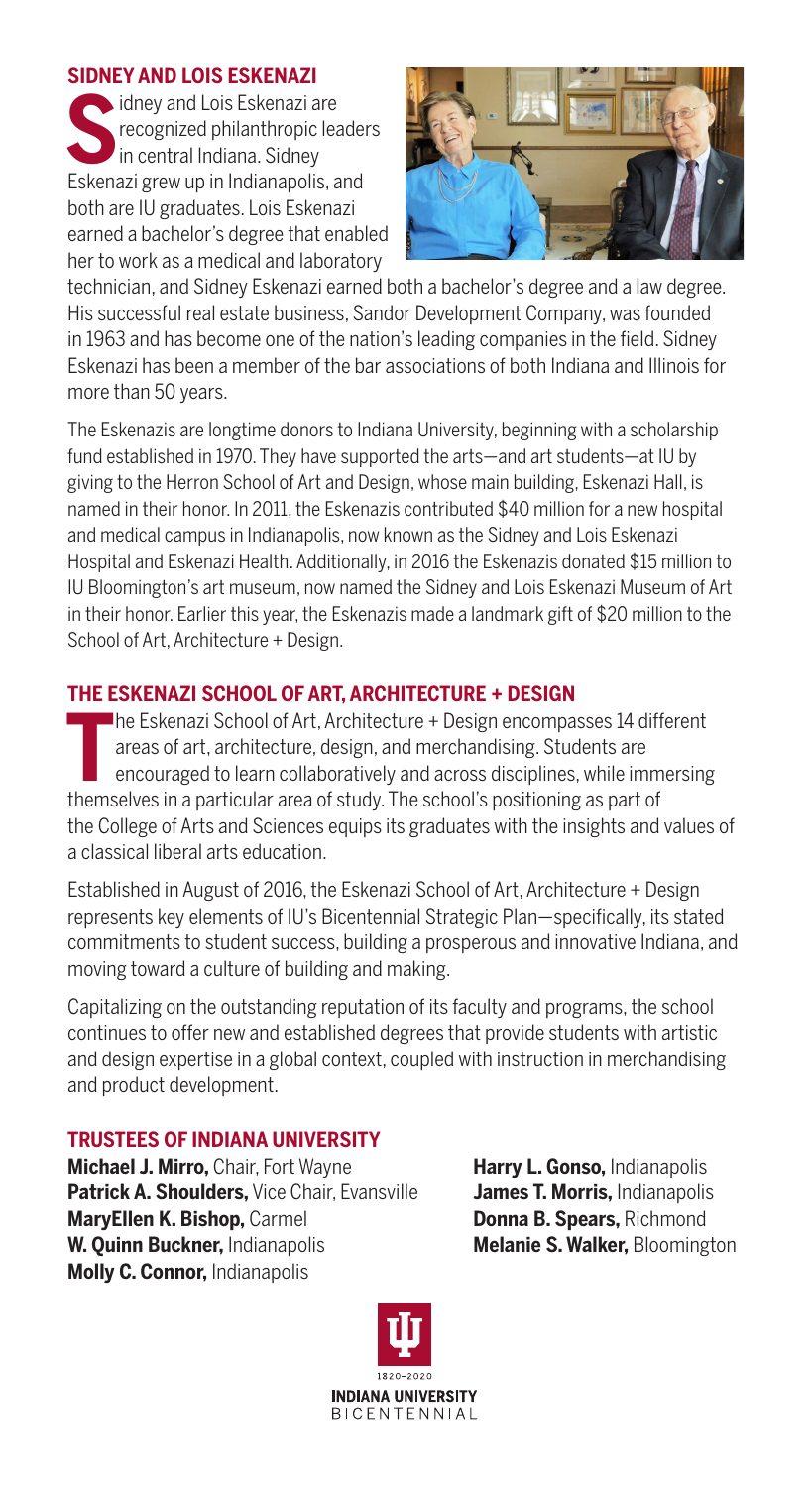## SIDNEY AND LOIS ESKENAZI

Sidney and Lois Eskenazi are recognized philanthropic leaders in central Indiana. Sidney Eskenazi grew up in Indianapolis, and both are IU graduates. Lois Eskenazi earned a bachelor's degree that enabled her to work as a medical and laboratory technician, and Sidney Eskenazi earned both a bachelor's degree and a law degree. His successful real estate business, Sandor Development Company, was founded in 1963 and has become one of the nation's leading companies in the field. Sidney Eskenazi has been a member of the bar associations of both Indiana and Illinois for more than 50 years.

The Eskenazis are longtime donors to Indiana University, beginning with a scholarship fund established in 1970. They have supported the arts—and art students—at IU by giving to the Herron School of Art and Design, whose main building, Eskenazi Hall, is named in their honor. In 2011, the Eskenazis contributed $40 million for a new hospital and medical campus in Indianapolis, now known as the Sidney and Lois Eskenazi Hospital and Eskenazi Health. Additionally, in 2016 the Eskenazis donated $15 million to IU Bloomington's art museum, now named the Sidney and Lois Eskenazi Museum of Art in their honor. Earlier this year, the Eskenazis made a landmark gift of $20 million to the School of Art, Architecture + Design.

## THE ESKENAZI SCHOOL OF ART, ARCHITECTURE + DESIGN

The Eskenazi School of Art, Architecture + Design encompasses 14 different areas of art, architecture, design, and merchandising. Students are encouraged to learn collaboratively and across disciplines, while immersing themselves in a particular area of study. The school's positioning as part of the College of Arts and Sciences equips its graduates with the insights and values of a classical liberal arts education.

Established in August of 2016, the Eskenazi School of Art, Architecture + Design represents key elements of IU's Bicentennial Strategic Plan—specifically, its stated commitments to student success, building a prosperous and innovative Indiana, and moving toward a culture of building and making.

Capitalizing on the outstanding reputation of its faculty and programs, the school continues to offer new and established degrees that provide students with artistic and design expertise in a global context, coupled with instruction in merchandising and product development.

## TRUSTEES OF INDIANA UNIVERSITY

**Michael J. Mirro,** Chair, Fort Wayne
**Patrick A. Shoulders,** Vice Chair, Evansville
**MaryEllen K. Bishop,** Carmel
**W. Quinn Buckner,** Indianapolis
**Molly C. Connor,** Indianapolis
**Harry L. Gonso,** Indianapolis
**James T. Morris,** Indianapolis
**Donna B. Spears,** Richmond
**Melanie S. Walker,** Bloomington

1820–2020
INDIANA UNIVERSITY
BICENTENNIAL